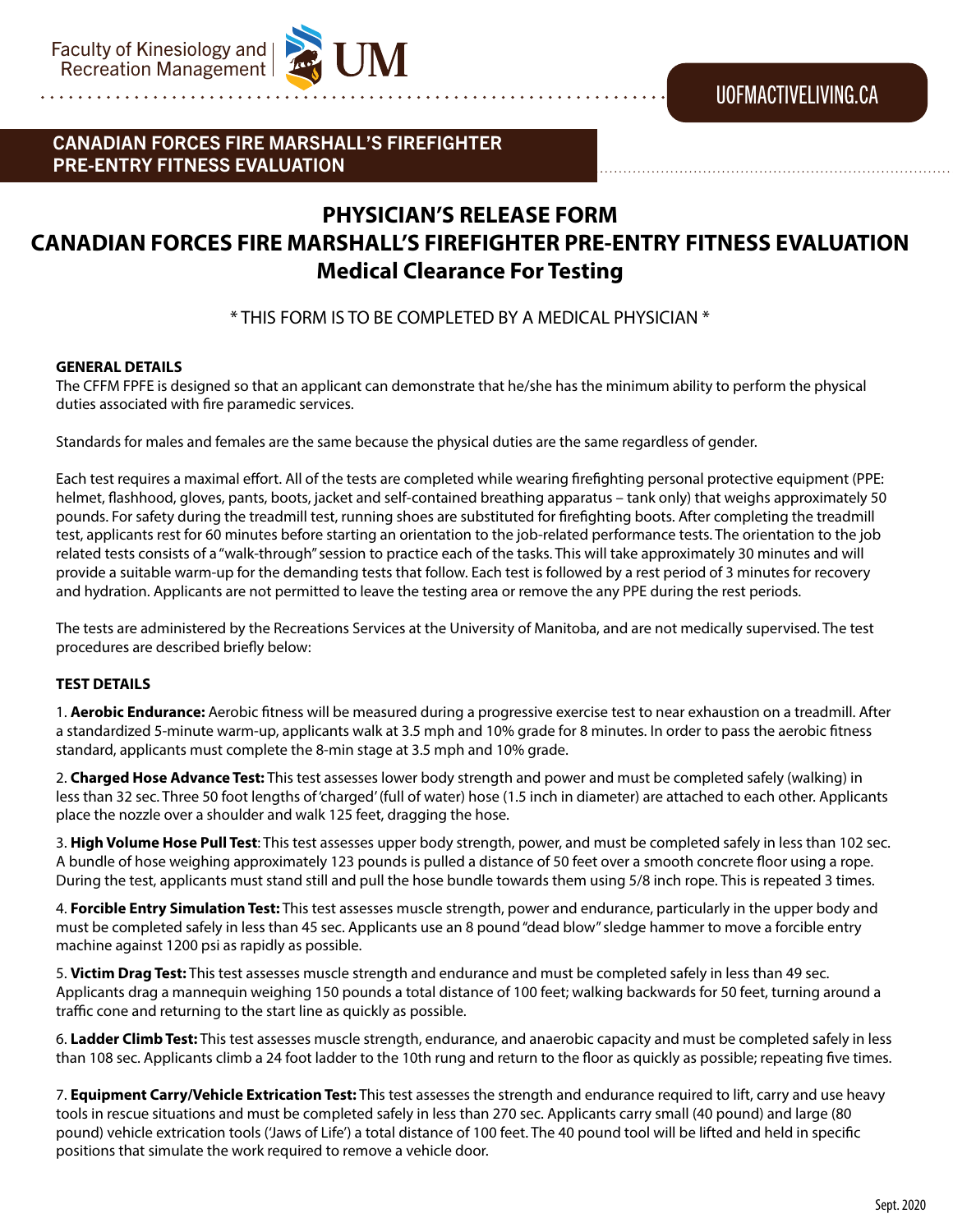Faculty of Kinesiology and Recreation Management | UM

UOFMACTIVELIVING.CA

## CANADIAN FORCES FIRE MARSHALL'S FIREFIGHTER PRE-ENTRY FITNESS EVALUATION

# PHYSICIAN'S RELEASE FORM
# CANADIAN FORCES FIRE MARSHALL'S FIREFIGHTER PRE-ENTRY FITNESS EVALUATION
## Medical Clearance For Testing

\* THIS FORM IS TO BE COMPLETED BY A MEDICAL PHYSICIAN \*

### GENERAL DETAILS

The CFFM FPFE is designed so that an applicant can demonstrate that he/she has the minimum ability to perform the physical duties associated with fire paramedic services.

Standards for males and females are the same because the physical duties are the same regardless of gender.

Each test requires a maximal effort. All of the tests are completed while wearing firefighting personal protective equipment (PPE: helmet, flashhood, gloves, pants, boots, jacket and self-contained breathing apparatus – tank only) that weighs approximately 50 pounds. For safety during the treadmill test, running shoes are substituted for firefighting boots. After completing the treadmill test, applicants rest for 60 minutes before starting an orientation to the job-related performance tests. The orientation to the job related tests consists of a "walk-through" session to practice each of the tasks. This will take approximately 30 minutes and will provide a suitable warm-up for the demanding tests that follow. Each test is followed by a rest period of 3 minutes for recovery and hydration. Applicants are not permitted to leave the testing area or remove the any PPE during the rest periods.

The tests are administered by the Recreations Services at the University of Manitoba, and are not medically supervised. The test procedures are described briefly below:

### TEST DETAILS

1. **Aerobic Endurance:** Aerobic fitness will be measured during a progressive exercise test to near exhaustion on a treadmill. After a standardized 5-minute warm-up, applicants walk at 3.5 mph and 10% grade for 8 minutes. In order to pass the aerobic fitness standard, applicants must complete the 8-min stage at 3.5 mph and 10% grade.

2. **Charged Hose Advance Test:** This test assesses lower body strength and power and must be completed safely (walking) in less than 32 sec. Three 50 foot lengths of 'charged' (full of water) hose (1.5 inch in diameter) are attached to each other. Applicants place the nozzle over a shoulder and walk 125 feet, dragging the hose.

3. **High Volume Hose Pull Test**: This test assesses upper body strength, power, and must be completed safely in less than 102 sec. A bundle of hose weighing approximately 123 pounds is pulled a distance of 50 feet over a smooth concrete floor using a rope. During the test, applicants must stand still and pull the hose bundle towards them using 5/8 inch rope. This is repeated 3 times.

4. **Forcible Entry Simulation Test:** This test assesses muscle strength, power and endurance, particularly in the upper body and must be completed safely in less than 45 sec. Applicants use an 8 pound "dead blow" sledge hammer to move a forcible entry machine against 1200 psi as rapidly as possible.

5. **Victim Drag Test:** This test assesses muscle strength and endurance and must be completed safely in less than 49 sec. Applicants drag a mannequin weighing 150 pounds a total distance of 100 feet; walking backwards for 50 feet, turning around a traffic cone and returning to the start line as quickly as possible.

6. **Ladder Climb Test:** This test assesses muscle strength, endurance, and anaerobic capacity and must be completed safely in less than 108 sec. Applicants climb a 24 foot ladder to the 10th rung and return to the floor as quickly as possible; repeating five times.

7. **Equipment Carry/Vehicle Extrication Test:** This test assesses the strength and endurance required to lift, carry and use heavy tools in rescue situations and must be completed safely in less than 270 sec. Applicants carry small (40 pound) and large (80 pound) vehicle extrication tools ('Jaws of Life') a total distance of 100 feet. The 40 pound tool will be lifted and held in specific positions that simulate the work required to remove a vehicle door.

Sept. 2020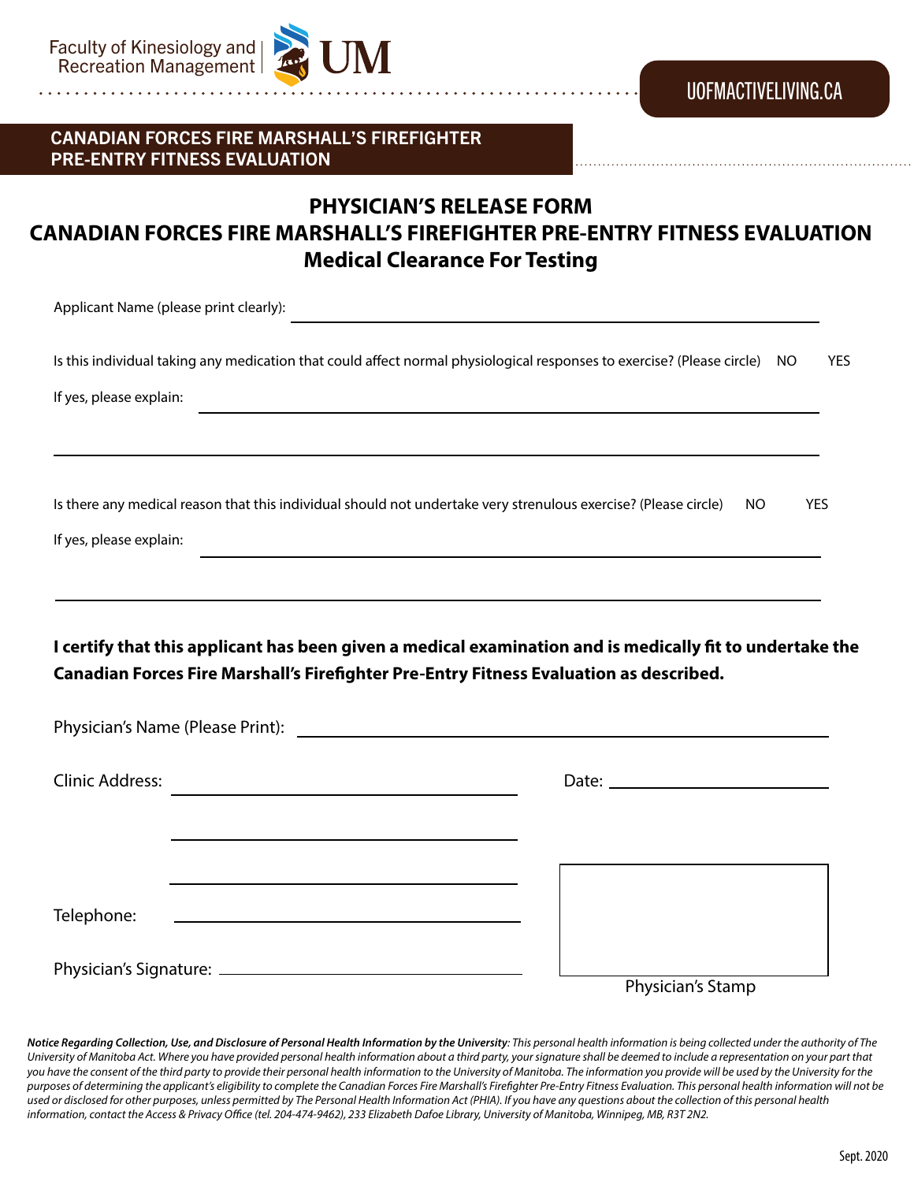Faculty of Kinesiology and Recreation Management | UM

UOFMACTIVELIVING.CA

**CANADIAN FORCES FIRE MARSHALL'S FIREFIGHTER PRE-ENTRY FITNESS EVALUATION**

# PHYSICIAN'S RELEASE FORM
# CANADIAN FORCES FIRE MARSHALL'S FIREFIGHTER PRE-ENTRY FITNESS EVALUATION
## Medical Clearance For Testing

Applicant Name (please print clearly): ______________________________

Is this individual taking any medication that could affect normal physiological responses to exercise? (Please circle) NO YES

If yes, please explain: ______________________________

______________________________

Is there any medical reason that this individual should not undertake very strenuous exercise? (Please circle) NO YES

If yes, please explain: ______________________________

______________________________

**I certify that this applicant has been given a medical examination and is medically fit to undertake the Canadian Forces Fire Marshall's Firefighter Pre-Entry Fitness Evaluation as described.**

Physician's Name (Please Print): ______________________________

Clinic Address: ______________________________ Date: ______________

______________________________

______________________________

Telephone: ______________________________

Physician's Signature: ______________________________

Physician's Stamp

***Notice Regarding Collection, Use, and Disclosure of Personal Health Information by the University**: This personal health information is being collected under the authority of The University of Manitoba Act. Where you have provided personal health information about a third party, your signature shall be deemed to include a representation on your part that you have the consent of the third party to provide their personal health information to the University of Manitoba. The information you provide will be used by the University for the purposes of determining the applicant's eligibility to complete the Canadian Forces Fire Marshall's Firefighter Pre-Entry Fitness Evaluation. This personal health information will not be used or disclosed for other purposes, unless permitted by The Personal Health Information Act (PHIA). If you have any questions about the collection of this personal health information, contact the Access & Privacy Office (tel. 204-474-9462), 233 Elizabeth Dafoe Library, University of Manitoba, Winnipeg, MB, R3T 2N2.*

Sept. 2020